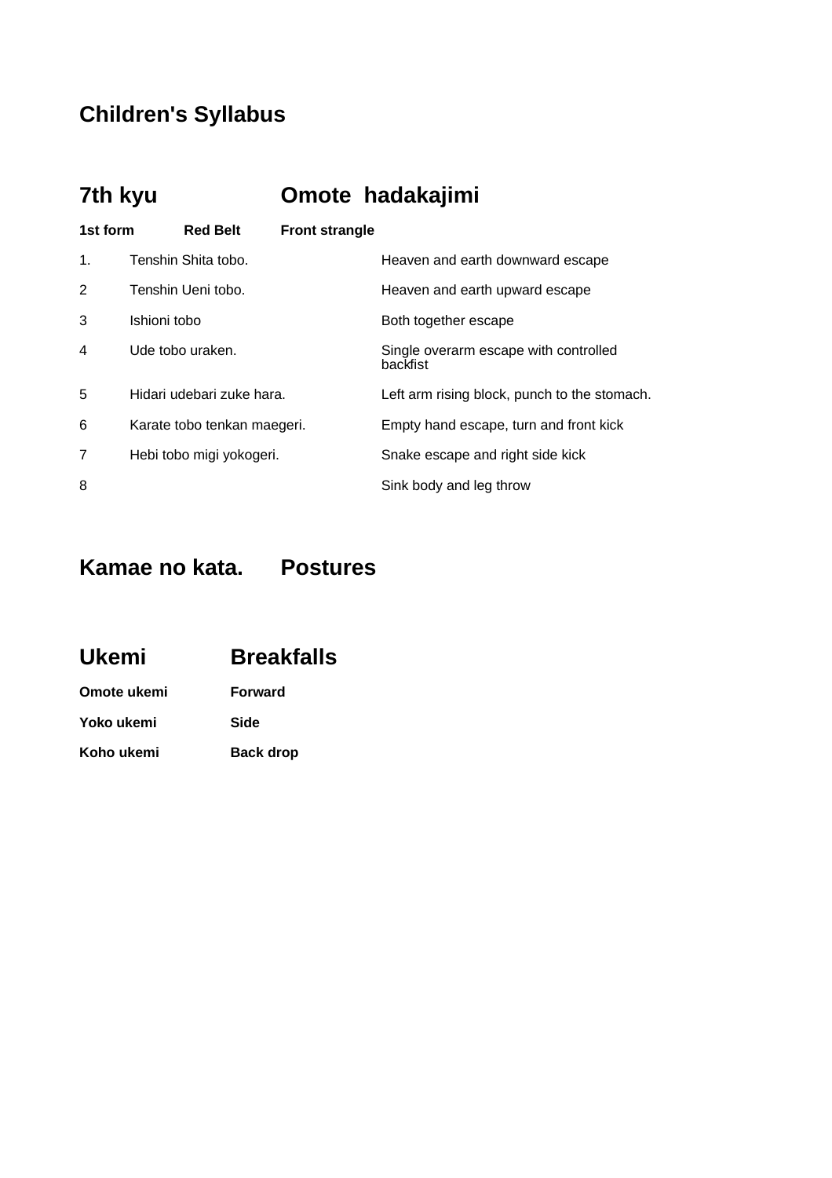## Children's Syllabus

## 7th kyu Omote hadakajimi

**1st form Red Belt Front strangle**

| | | |
|---|---|---|
| 1. | Tenshin Shita tobo. | Heaven and earth downward escape |
| 2 | Tenshin Ueni tobo. | Heaven and earth upward escape |
| 3 | Ishioni tobo | Both together escape |
| 4 | Ude tobo uraken. | Single overarm escape with controlled backfist |
| 5 | Hidari udebari zuke hara. | Left arm rising block, punch to the stomach. |
| 6 | Karate tobo tenkan maegeri. | Empty hand escape, turn and front kick |
| 7 | Hebi tobo migi yokogeri. | Snake escape and right side kick |
| 8 | | Sink body and leg throw |

## Kamae no kata. Postures

## Ukemi Breakfalls

| | |
|---|---|
| **Omote ukemi** | **Forward** |
| **Yoko ukemi** | **Side** |
| **Koho ukemi** | **Back drop** |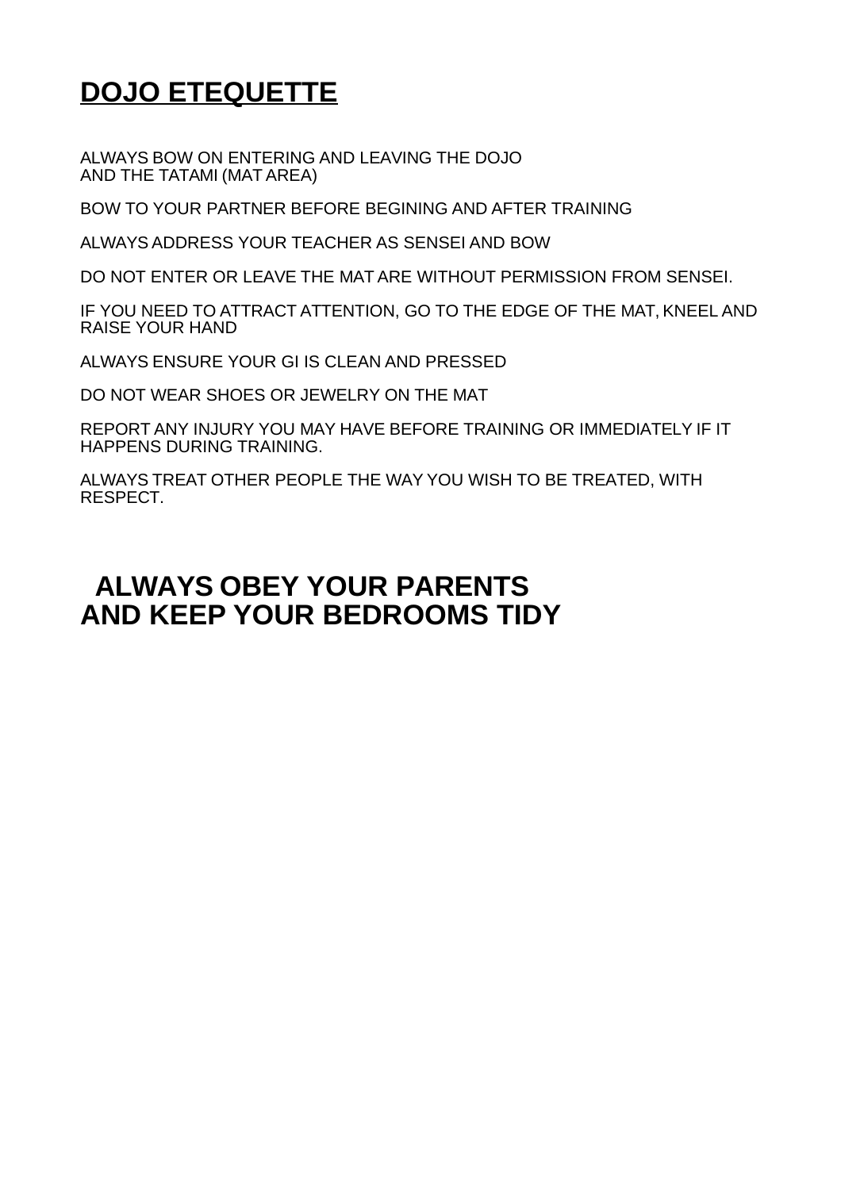# <u>DOJO ETEQUETTE</u>

ALWAYS BOW ON ENTERING AND LEAVING THE DOJO
AND THE TATAMI (MAT AREA)

BOW TO YOUR PARTNER BEFORE BEGINING AND AFTER TRAINING

ALWAYS ADDRESS YOUR TEACHER AS SENSEI AND BOW

DO NOT ENTER OR LEAVE THE MAT ARE WITHOUT PERMISSION FROM SENSEI.

IF YOU NEED TO ATTRACT ATTENTION, GO TO THE EDGE OF THE MAT, KNEEL AND RAISE YOUR HAND

ALWAYS ENSURE YOUR GI IS CLEAN AND PRESSED

DO NOT WEAR SHOES OR JEWELRY ON THE MAT

REPORT ANY INJURY YOU MAY HAVE BEFORE TRAINING OR IMMEDIATELY IF IT HAPPENS DURING TRAINING.

ALWAYS TREAT OTHER PEOPLE THE WAY YOU WISH TO BE TREATED, WITH RESPECT.

## ALWAYS OBEY YOUR PARENTS AND KEEP YOUR BEDROOMS TIDY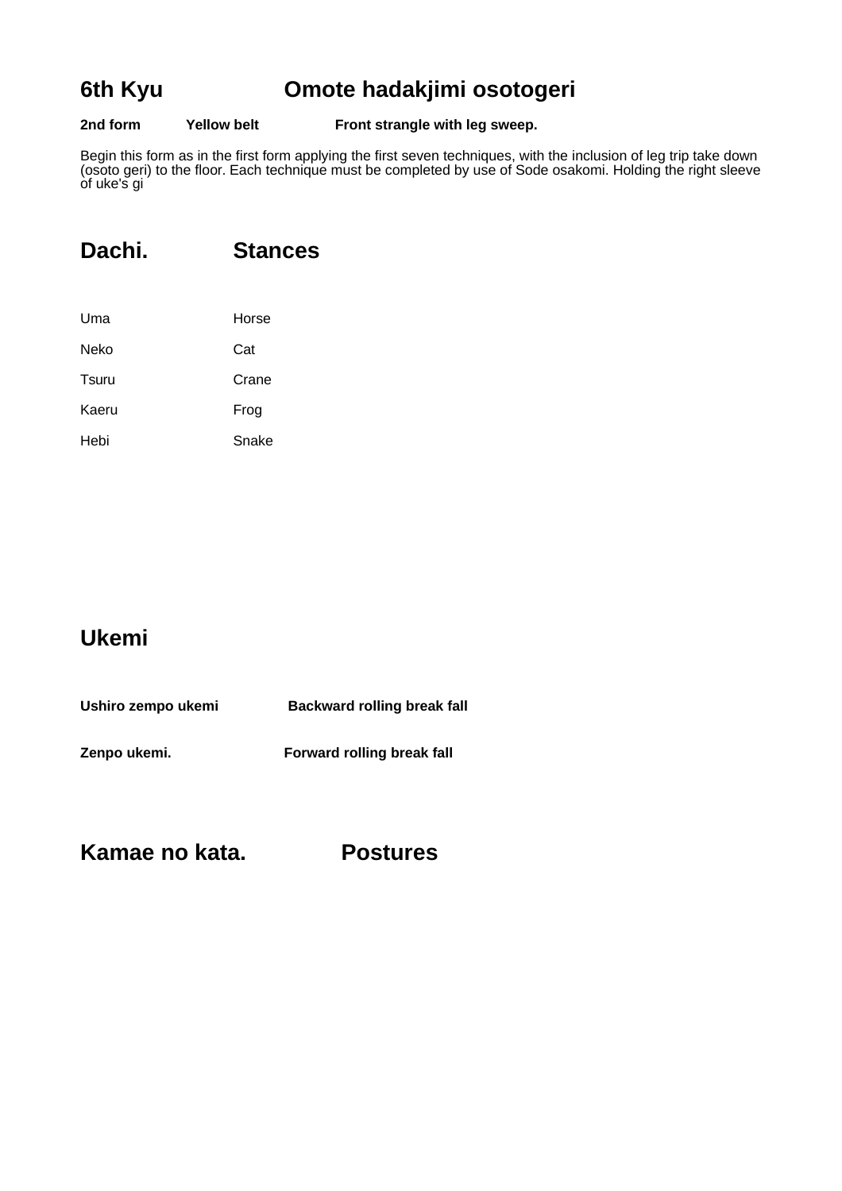## 6th Kyu    Omote hadakjimi osotogeri

**2nd form    Yellow belt    Front strangle with leg sweep.**

Begin this form as in the first form applying the first seven techniques, with the inclusion of leg trip take down (osoto geri) to the floor. Each technique must be completed by use of Sode osakomi. Holding the right sleeve of uke's gi

## Dachi.    Stances

| | |
|---|---|
| Uma | Horse |
| Neko | Cat |
| Tsuru | Crane |
| Kaeru | Frog |
| Hebi | Snake |

## Ukemi

**Ushiro zempo ukemi    Backward rolling break fall**

**Zenpo ukemi.    Forward rolling break fall**

## Kamae no kata.    Postures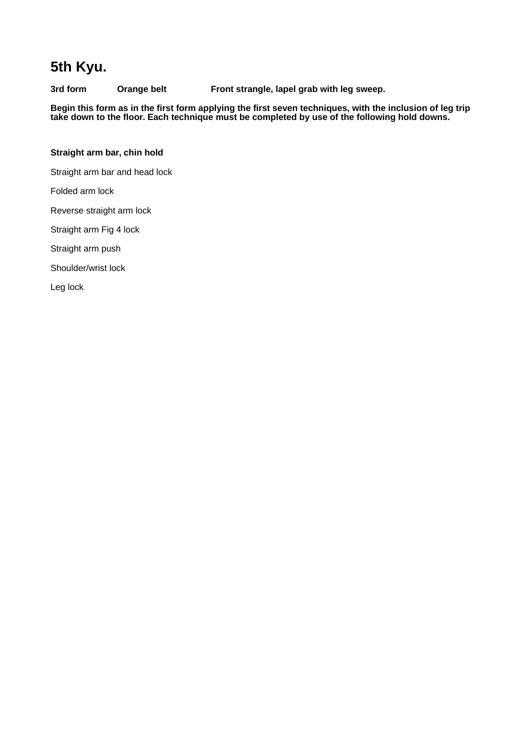# 5th Kyu.

**3rd form Orange belt Front strangle, lapel grab with leg sweep.**

**Begin this form as in the first form applying the first seven techniques, with the inclusion of leg trip take down to the floor. Each technique must be completed by use of the following hold downs.**

**Straight arm bar, chin hold**

Straight arm bar and head lock

Folded arm lock

Reverse straight arm lock

Straight arm Fig 4 lock

Straight arm push

Shoulder/wrist lock

Leg lock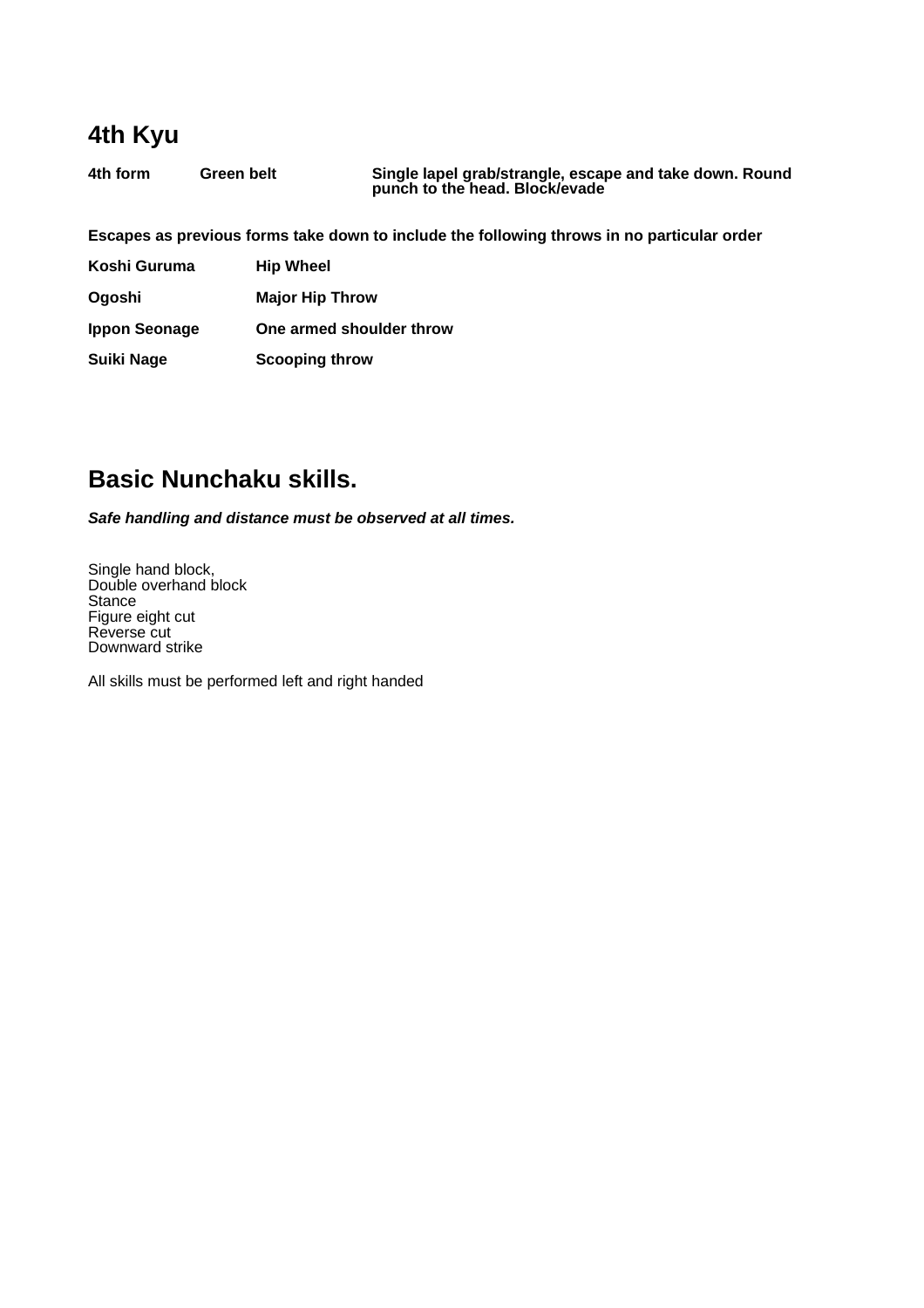## 4th Kyu

| **4th form** | **Green belt** | **Single lapel grab/strangle, escape and take down. Round punch to the head. Block/evade** |
|---|---|---|

**Escapes as previous forms take down to include the following throws in no particular order**

| **Koshi Guruma** | **Hip Wheel** |
|---|---|
| **Ogoshi** | **Major Hip Throw** |
| **Ippon Seonage** | **One armed shoulder throw** |
| **Suiki Nage** | **Scooping throw** |

## Basic Nunchaku skills.

***Safe handling and distance must be observed at all times.***

Single hand block,
Double overhand block
Stance
Figure eight cut
Reverse cut
Downward strike

All skills must be performed left and right handed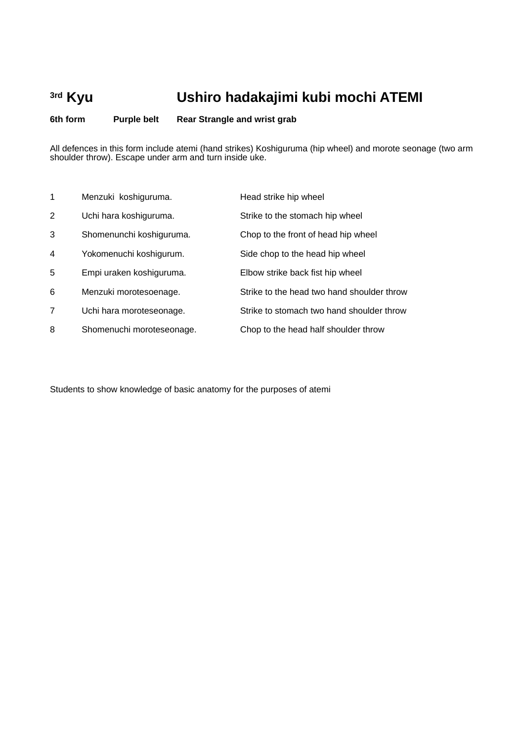## 3rd Kyu Ushiro hadakajimi kubi mochi ATEMI

**6th form Purple belt Rear Strangle and wrist grab**

All defences in this form include atemi (hand strikes) Koshiguruma (hip wheel) and morote seonage (two arm shoulder throw). Escape under arm and turn inside uke.

| | | |
|---|---|---|
| 1 | Menzuki koshiguruma. | Head strike hip wheel |
| 2 | Uchi hara koshiguruma. | Strike to the stomach hip wheel |
| 3 | Shomenunchi koshiguruma. | Chop to the front of head hip wheel |
| 4 | Yokomenuchi koshigurum. | Side chop to the head hip wheel |
| 5 | Empi uraken koshiguruma. | Elbow strike back fist hip wheel |
| 6 | Menzuki morotesoenage. | Strike to the head two hand shoulder throw |
| 7 | Uchi hara moroteseonage. | Strike to stomach two hand shoulder throw |
| 8 | Shomenuchi moroteseonage. | Chop to the head half shoulder throw |

Students to show knowledge of basic anatomy for the purposes of atemi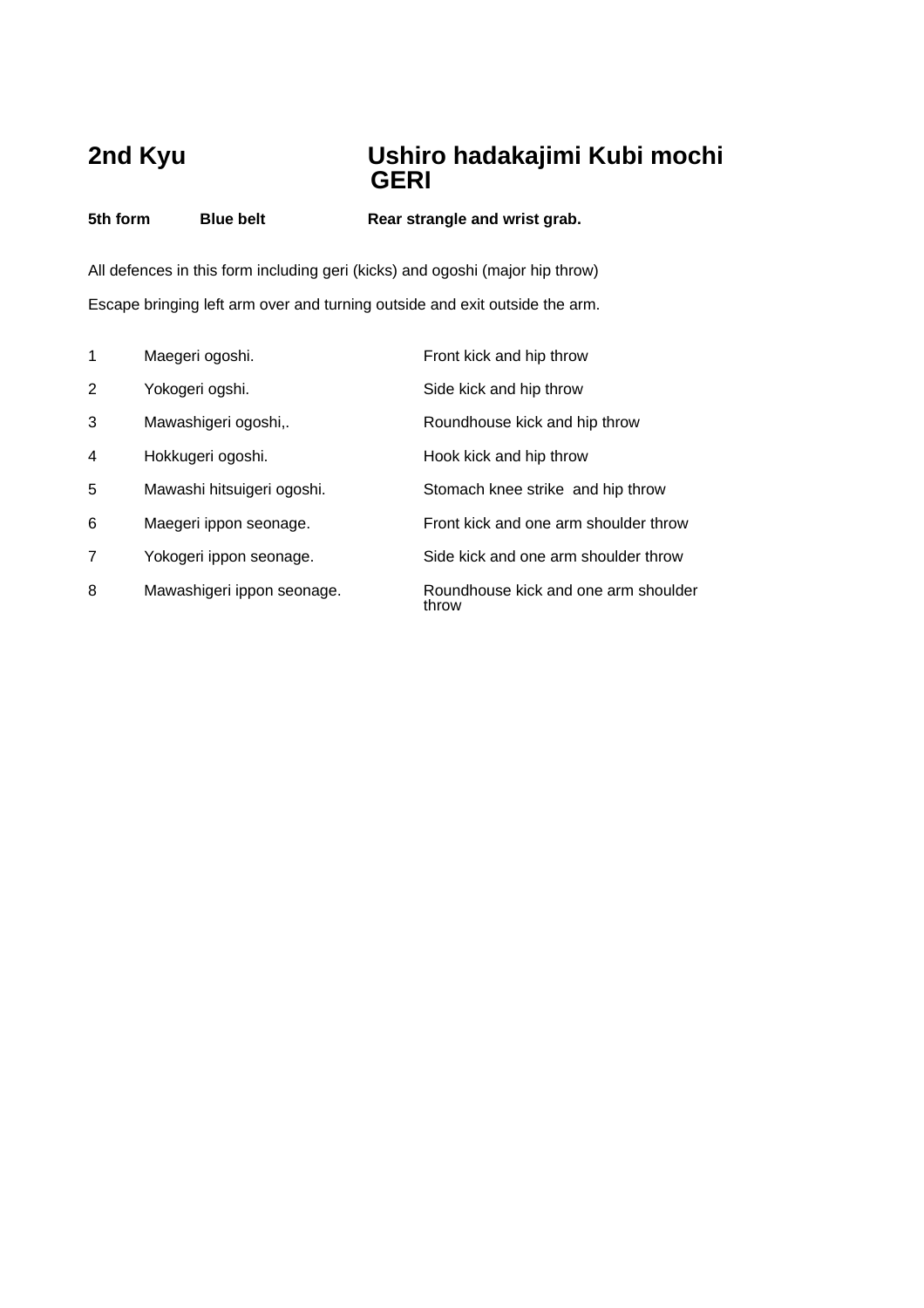## 2nd Kyu — Ushiro hadakajimi Kubi mochi GERI

**5th form** **Blue belt** **Rear strangle and wrist grab.**

All defences in this form including geri (kicks) and ogoshi (major hip throw)

Escape bringing left arm over and turning outside and exit outside the arm.

| | | |
|---|---|---|
| 1 | Maegeri ogoshi. | Front kick and hip throw |
| 2 | Yokogeri ogshi. | Side kick and hip throw |
| 3 | Mawashigeri ogoshi,. | Roundhouse kick and hip throw |
| 4 | Hokkugeri ogoshi. | Hook kick and hip throw |
| 5 | Mawashi hitsuigeri ogoshi. | Stomach knee strike and hip throw |
| 6 | Maegeri ippon seonage. | Front kick and one arm shoulder throw |
| 7 | Yokogeri ippon seonage. | Side kick and one arm shoulder throw |
| 8 | Mawashigeri ippon seonage. | Roundhouse kick and one arm shoulder throw |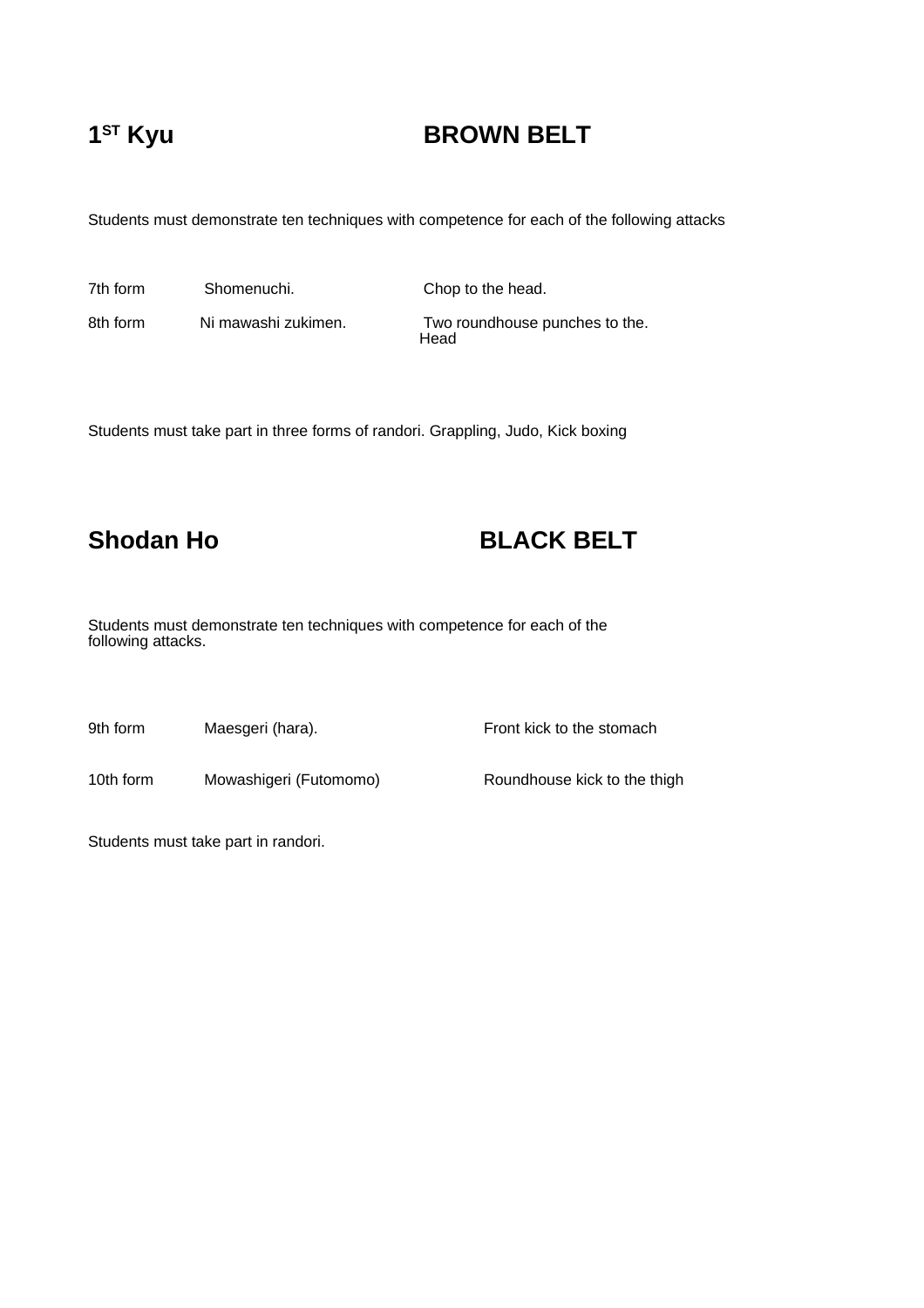## 1ST Kyu BROWN BELT

Students must demonstrate ten techniques with competence for each of the following attacks

| | | |
|---|---|---|
| 7th form | Shomenuchi. | Chop to the head. |
| 8th form | Ni mawashi zukimen. | Two roundhouse punches to the. Head |

Students must take part in three forms of randori. Grappling, Judo, Kick boxing

## Shodan Ho BLACK BELT

Students must demonstrate ten techniques with competence for each of the following attacks.

| | | |
|---|---|---|
| 9th form | Maesgeri (hara). | Front kick to the stomach |
| 10th form | Mowashigeri (Futomomo) | Roundhouse kick to the thigh |

Students must take part in randori.